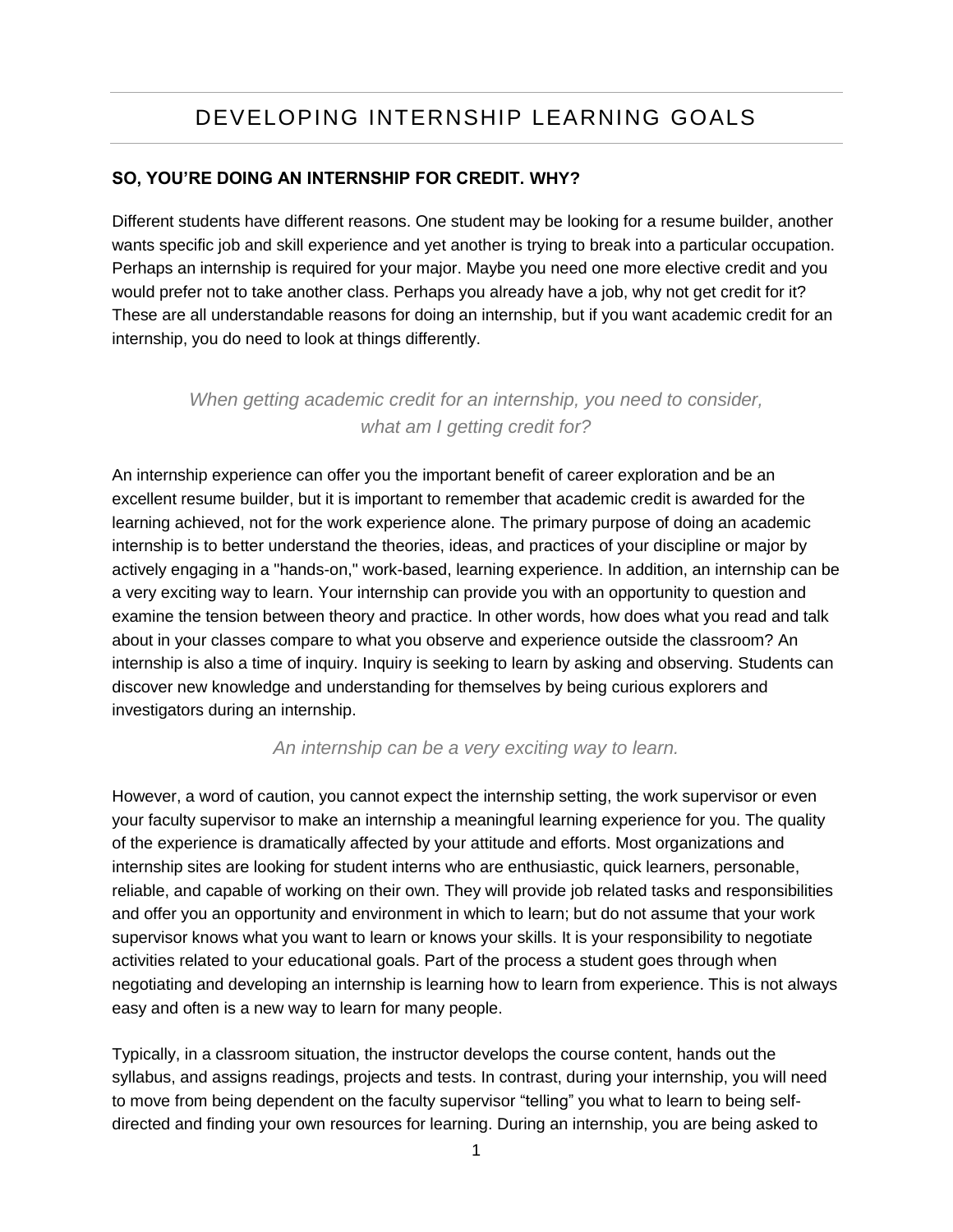# DEVELOPING INTERNSHIP LEARNING GOALS

### SO, YOU'RE DOING AN INTERNSHIP FOR CREDIT. WHY?

Different students have different reasons. One student may be looking for a resume builder, another wants specific job and skill experience and yet another is trying to break into a particular occupation. Perhaps an internship is required for your major. Maybe you need one more elective credit and you would prefer not to take another class. Perhaps you already have a job, why not get credit for it? These are all understandable reasons for doing an internship, but if you want academic credit for an internship, you do need to look at things differently.

*When getting academic credit for an internship, you need to consider, what am I getting credit for?*

An internship experience can offer you the important benefit of career exploration and be an excellent resume builder, but it is important to remember that academic credit is awarded for the learning achieved, not for the work experience alone. The primary purpose of doing an academic internship is to better understand the theories, ideas, and practices of your discipline or major by actively engaging in a "hands-on," work-based, learning experience. In addition, an internship can be a very exciting way to learn. Your internship can provide you with an opportunity to question and examine the tension between theory and practice. In other words, how does what you read and talk about in your classes compare to what you observe and experience outside the classroom? An internship is also a time of inquiry. Inquiry is seeking to learn by asking and observing. Students can discover new knowledge and understanding for themselves by being curious explorers and investigators during an internship.

*An internship can be a very exciting way to learn.*

However, a word of caution, you cannot expect the internship setting, the work supervisor or even your faculty supervisor to make an internship a meaningful learning experience for you. The quality of the experience is dramatically affected by your attitude and efforts. Most organizations and internship sites are looking for student interns who are enthusiastic, quick learners, personable, reliable, and capable of working on their own. They will provide job related tasks and responsibilities and offer you an opportunity and environment in which to learn; but do not assume that your work supervisor knows what you want to learn or knows your skills. It is your responsibility to negotiate activities related to your educational goals. Part of the process a student goes through when negotiating and developing an internship is learning how to learn from experience. This is not always easy and often is a new way to learn for many people.

Typically, in a classroom situation, the instructor develops the course content, hands out the syllabus, and assigns readings, projects and tests. In contrast, during your internship, you will need to move from being dependent on the faculty supervisor "telling" you what to learn to being self-directed and finding your own resources for learning. During an internship, you are being asked to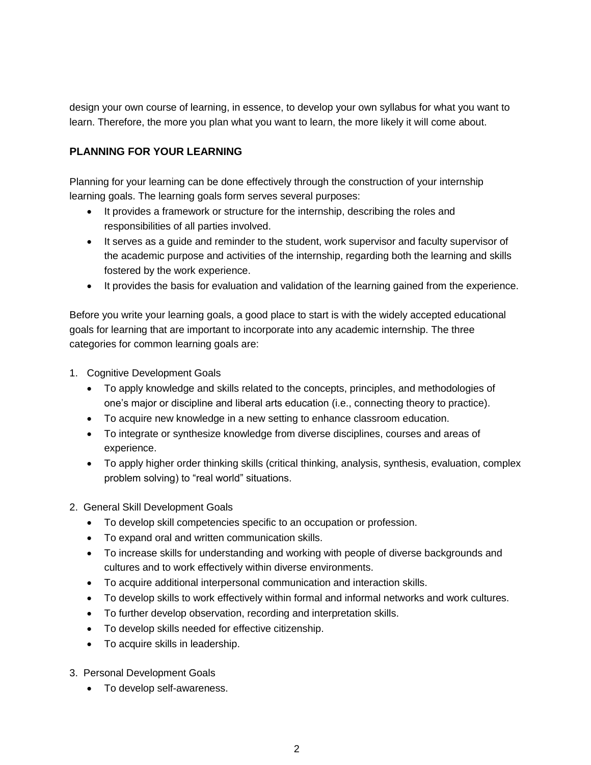design your own course of learning, in essence, to develop your own syllabus for what you want to learn. Therefore, the more you plan what you want to learn, the more likely it will come about.

## PLANNING FOR YOUR LEARNING

Planning for your learning can be done effectively through the construction of your internship learning goals. The learning goals form serves several purposes:

- It provides a framework or structure for the internship, describing the roles and responsibilities of all parties involved.
- It serves as a guide and reminder to the student, work supervisor and faculty supervisor of the academic purpose and activities of the internship, regarding both the learning and skills fostered by the work experience.
- It provides the basis for evaluation and validation of the learning gained from the experience.

Before you write your learning goals, a good place to start is with the widely accepted educational goals for learning that are important to incorporate into any academic internship. The three categories for common learning goals are:

1. Cognitive Development Goals
    - To apply knowledge and skills related to the concepts, principles, and methodologies of one's major or discipline and liberal arts education (i.e., connecting theory to practice).
    - To acquire new knowledge in a new setting to enhance classroom education.
    - To integrate or synthesize knowledge from diverse disciplines, courses and areas of experience.
    - To apply higher order thinking skills (critical thinking, analysis, synthesis, evaluation, complex problem solving) to "real world" situations.

2. General Skill Development Goals
    - To develop skill competencies specific to an occupation or profession.
    - To expand oral and written communication skills.
    - To increase skills for understanding and working with people of diverse backgrounds and cultures and to work effectively within diverse environments.
    - To acquire additional interpersonal communication and interaction skills.
    - To develop skills to work effectively within formal and informal networks and work cultures.
    - To further develop observation, recording and interpretation skills.
    - To develop skills needed for effective citizenship.
    - To acquire skills in leadership.

3. Personal Development Goals
    - To develop self-awareness.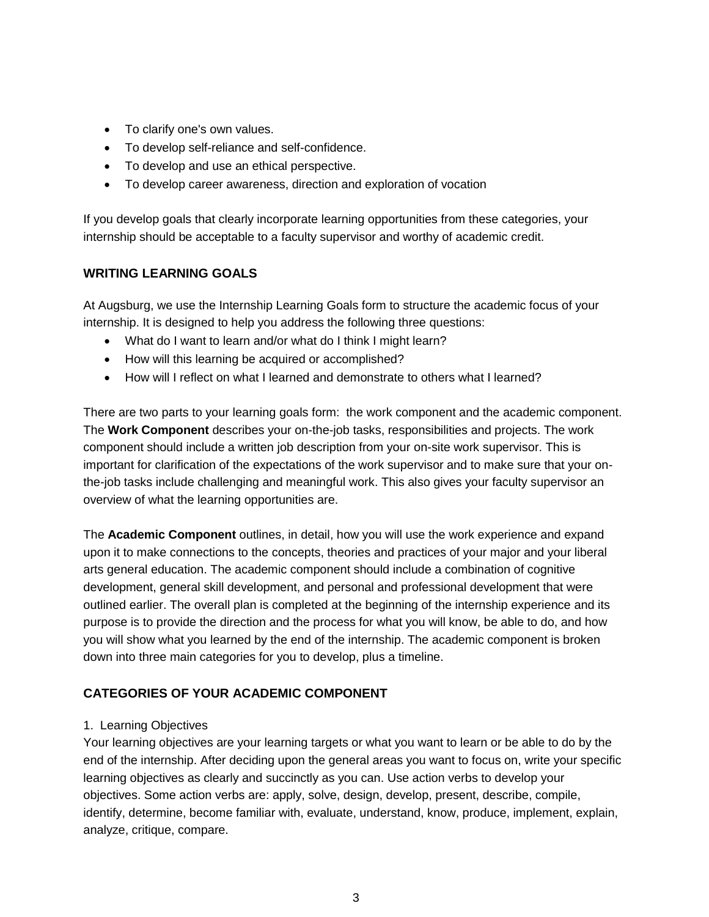- To clarify one's own values.
- To develop self-reliance and self-confidence.
- To develop and use an ethical perspective.
- To develop career awareness, direction and exploration of vocation

If you develop goals that clearly incorporate learning opportunities from these categories, your internship should be acceptable to a faculty supervisor and worthy of academic credit.

## WRITING LEARNING GOALS

At Augsburg, we use the Internship Learning Goals form to structure the academic focus of your internship. It is designed to help you address the following three questions:

- What do I want to learn and/or what do I think I might learn?
- How will this learning be acquired or accomplished?
- How will I reflect on what I learned and demonstrate to others what I learned?

There are two parts to your learning goals form: the work component and the academic component. The **Work Component** describes your on-the-job tasks, responsibilities and projects. The work component should include a written job description from your on-site work supervisor. This is important for clarification of the expectations of the work supervisor and to make sure that your on-the-job tasks include challenging and meaningful work. This also gives your faculty supervisor an overview of what the learning opportunities are.

The **Academic Component** outlines, in detail, how you will use the work experience and expand upon it to make connections to the concepts, theories and practices of your major and your liberal arts general education. The academic component should include a combination of cognitive development, general skill development, and personal and professional development that were outlined earlier. The overall plan is completed at the beginning of the internship experience and its purpose is to provide the direction and the process for what you will know, be able to do, and how you will show what you learned by the end of the internship. The academic component is broken down into three main categories for you to develop, plus a timeline.

## CATEGORIES OF YOUR ACADEMIC COMPONENT

1. Learning Objectives

Your learning objectives are your learning targets or what you want to learn or be able to do by the end of the internship. After deciding upon the general areas you want to focus on, write your specific learning objectives as clearly and succinctly as you can. Use action verbs to develop your objectives. Some action verbs are: apply, solve, design, develop, present, describe, compile, identify, determine, become familiar with, evaluate, understand, know, produce, implement, explain, analyze, critique, compare.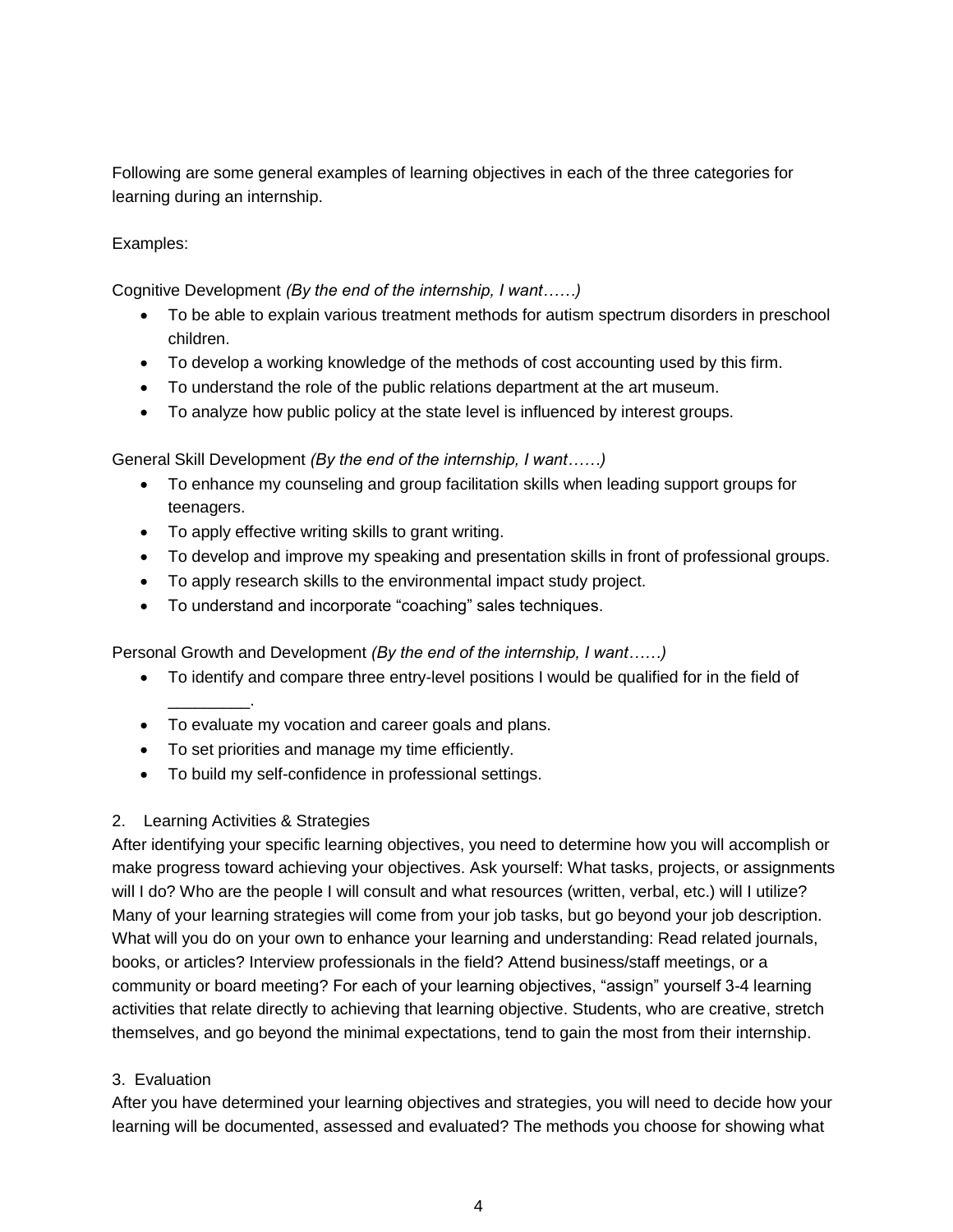Following are some general examples of learning objectives in each of the three categories for learning during an internship.

Examples:

Cognitive Development *(By the end of the internship, I want……)*

- To be able to explain various treatment methods for autism spectrum disorders in preschool children.
- To develop a working knowledge of the methods of cost accounting used by this firm.
- To understand the role of the public relations department at the art museum.
- To analyze how public policy at the state level is influenced by interest groups.

General Skill Development *(By the end of the internship, I want……)*

- To enhance my counseling and group facilitation skills when leading support groups for teenagers.
- To apply effective writing skills to grant writing.
- To develop and improve my speaking and presentation skills in front of professional groups.
- To apply research skills to the environmental impact study project.
- To understand and incorporate "coaching" sales techniques.

Personal Growth and Development *(By the end of the internship, I want……)*

- To identify and compare three entry-level positions I would be qualified for in the field of _________.
- To evaluate my vocation and career goals and plans.
- To set priorities and manage my time efficiently.
- To build my self-confidence in professional settings.

2. Learning Activities & Strategies

After identifying your specific learning objectives, you need to determine how you will accomplish or make progress toward achieving your objectives. Ask yourself: What tasks, projects, or assignments will I do? Who are the people I will consult and what resources (written, verbal, etc.) will I utilize? Many of your learning strategies will come from your job tasks, but go beyond your job description. What will you do on your own to enhance your learning and understanding: Read related journals, books, or articles? Interview professionals in the field? Attend business/staff meetings, or a community or board meeting? For each of your learning objectives, "assign" yourself 3-4 learning activities that relate directly to achieving that learning objective. Students, who are creative, stretch themselves, and go beyond the minimal expectations, tend to gain the most from their internship.

3. Evaluation

After you have determined your learning objectives and strategies, you will need to decide how your learning will be documented, assessed and evaluated? The methods you choose for showing what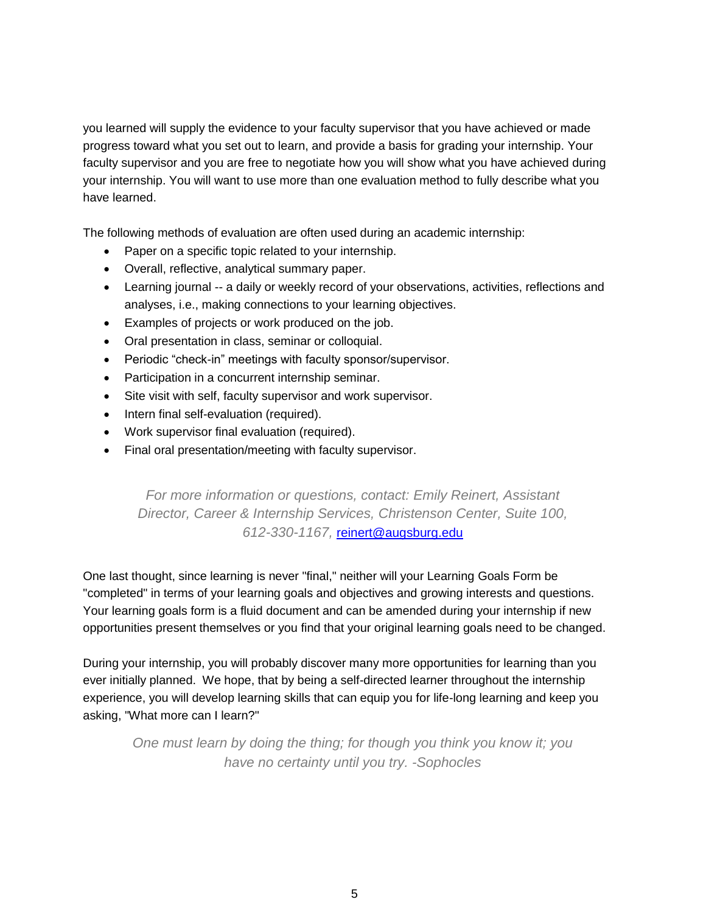you learned will supply the evidence to your faculty supervisor that you have achieved or made progress toward what you set out to learn, and provide a basis for grading your internship. Your faculty supervisor and you are free to negotiate how you will show what you have achieved during your internship. You will want to use more than one evaluation method to fully describe what you have learned.

The following methods of evaluation are often used during an academic internship:

- Paper on a specific topic related to your internship.
- Overall, reflective, analytical summary paper.
- Learning journal -- a daily or weekly record of your observations, activities, reflections and analyses, i.e., making connections to your learning objectives.
- Examples of projects or work produced on the job.
- Oral presentation in class, seminar or colloquial.
- Periodic “check-in” meetings with faculty sponsor/supervisor.
- Participation in a concurrent internship seminar.
- Site visit with self, faculty supervisor and work supervisor.
- Intern final self-evaluation (required).
- Work supervisor final evaluation (required).
- Final oral presentation/meeting with faculty supervisor.

*For more information or questions, contact: Emily Reinert, Assistant Director, Career & Internship Services, Christenson Center, Suite 100, 612-330-1167,* reinert@augsburg.edu

One last thought, since learning is never "final," neither will your Learning Goals Form be "completed" in terms of your learning goals and objectives and growing interests and questions. Your learning goals form is a fluid document and can be amended during your internship if new opportunities present themselves or you find that your original learning goals need to be changed.

During your internship, you will probably discover many more opportunities for learning than you ever initially planned. We hope, that by being a self-directed learner throughout the internship experience, you will develop learning skills that can equip you for life-long learning and keep you asking, "What more can I learn?"

*One must learn by doing the thing; for though you think you know it; you have no certainty until you try. -Sophocles*